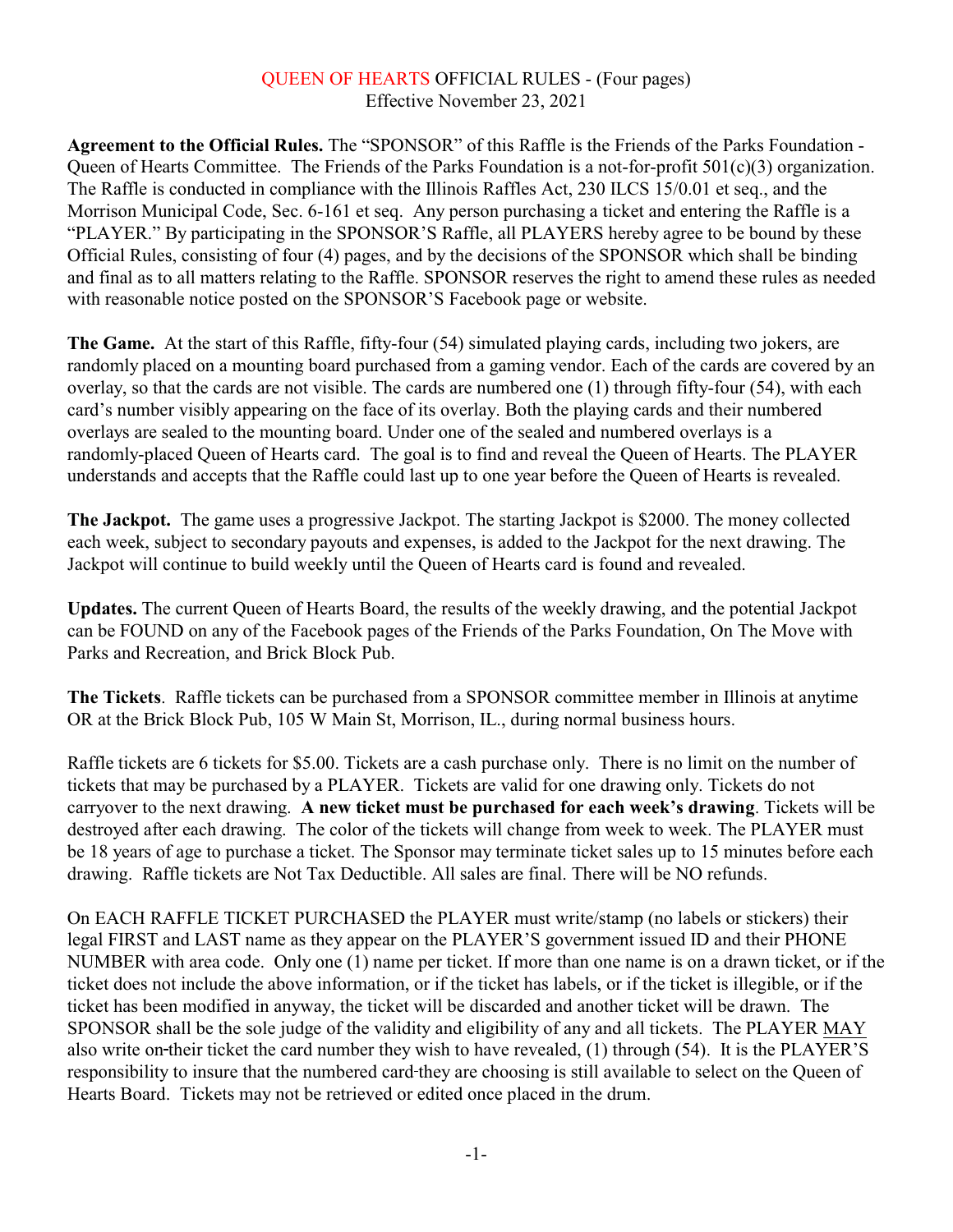# QUEEN OF HEARTS OFFICIAL RULES - (Four pages)
Effective November 23, 2021

**Agreement to the Official Rules.** The "SPONSOR" of this Raffle is the Friends of the Parks Foundation - Queen of Hearts Committee. The Friends of the Parks Foundation is a not-for-profit 501(c)(3) organization. The Raffle is conducted in compliance with the Illinois Raffles Act, 230 ILCS 15/0.01 et seq., and the Morrison Municipal Code, Sec. 6-161 et seq. Any person purchasing a ticket and entering the Raffle is a "PLAYER." By participating in the SPONSOR'S Raffle, all PLAYERS hereby agree to be bound by these Official Rules, consisting of four (4) pages, and by the decisions of the SPONSOR which shall be binding and final as to all matters relating to the Raffle. SPONSOR reserves the right to amend these rules as needed with reasonable notice posted on the SPONSOR'S Facebook page or website.

**The Game.** At the start of this Raffle, fifty-four (54) simulated playing cards, including two jokers, are randomly placed on a mounting board purchased from a gaming vendor. Each of the cards are covered by an overlay, so that the cards are not visible. The cards are numbered one (1) through fifty-four (54), with each card's number visibly appearing on the face of its overlay. Both the playing cards and their numbered overlays are sealed to the mounting board. Under one of the sealed and numbered overlays is a randomly-placed Queen of Hearts card. The goal is to find and reveal the Queen of Hearts. The PLAYER understands and accepts that the Raffle could last up to one year before the Queen of Hearts is revealed.

**The Jackpot.** The game uses a progressive Jackpot. The starting Jackpot is $2000. The money collected each week, subject to secondary payouts and expenses, is added to the Jackpot for the next drawing. The Jackpot will continue to build weekly until the Queen of Hearts card is found and revealed.

**Updates.** The current Queen of Hearts Board, the results of the weekly drawing, and the potential Jackpot can be FOUND on any of the Facebook pages of the Friends of the Parks Foundation, On The Move with Parks and Recreation, and Brick Block Pub.

**The Tickets**. Raffle tickets can be purchased from a SPONSOR committee member in Illinois at anytime OR at the Brick Block Pub, 105 W Main St, Morrison, IL., during normal business hours.

Raffle tickets are 6 tickets for $5.00. Tickets are a cash purchase only. There is no limit on the number of tickets that may be purchased by a PLAYER. Tickets are valid for one drawing only. Tickets do not carryover to the next drawing. **A new ticket must be purchased for each week's drawing**. Tickets will be destroyed after each drawing. The color of the tickets will change from week to week. The PLAYER must be 18 years of age to purchase a ticket. The Sponsor may terminate ticket sales up to 15 minutes before each drawing. Raffle tickets are Not Tax Deductible. All sales are final. There will be NO refunds.

On EACH RAFFLE TICKET PURCHASED the PLAYER must write/stamp (no labels or stickers) their legal FIRST and LAST name as they appear on the PLAYER'S government issued ID and their PHONE NUMBER with area code. Only one (1) name per ticket. If more than one name is on a drawn ticket, or if the ticket does not include the above information, or if the ticket has labels, or if the ticket is illegible, or if the ticket has been modified in anyway, the ticket will be discarded and another ticket will be drawn. The SPONSOR shall be the sole judge of the validity and eligibility of any and all tickets. The PLAYER MAY also write on their ticket the card number they wish to have revealed, (1) through (54). It is the PLAYER'S responsibility to insure that the numbered card they are choosing is still available to select on the Queen of Hearts Board. Tickets may not be retrieved or edited once placed in the drum.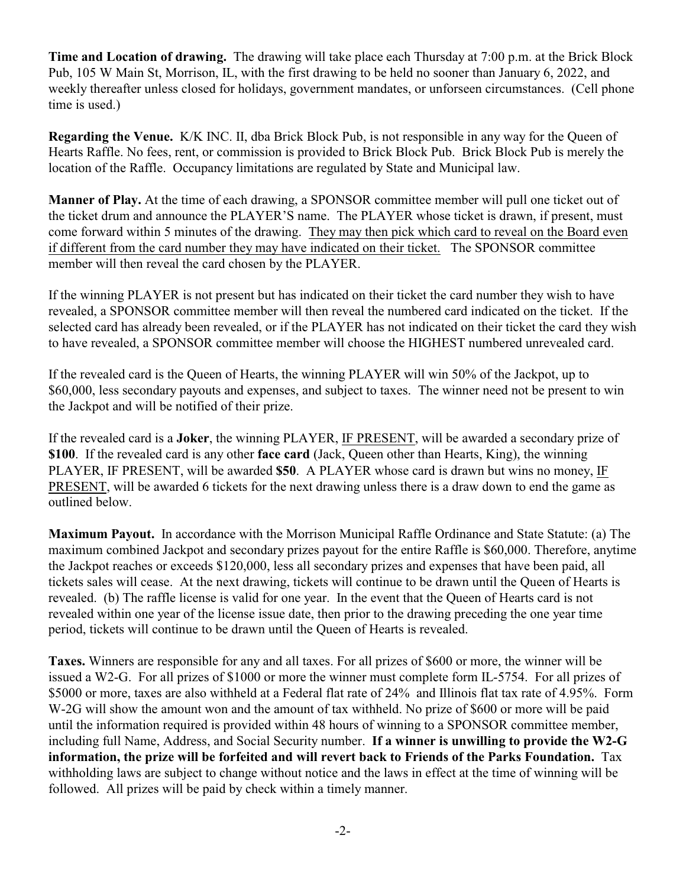**Time and Location of drawing.** The drawing will take place each Thursday at 7:00 p.m. at the Brick Block Pub, 105 W Main St, Morrison, IL, with the first drawing to be held no sooner than January 6, 2022, and weekly thereafter unless closed for holidays, government mandates, or unforseen circumstances. (Cell phone time is used.)

**Regarding the Venue.** K/K INC. II, dba Brick Block Pub, is not responsible in any way for the Queen of Hearts Raffle. No fees, rent, or commission is provided to Brick Block Pub. Brick Block Pub is merely the location of the Raffle. Occupancy limitations are regulated by State and Municipal law.

**Manner of Play.** At the time of each drawing, a SPONSOR committee member will pull one ticket out of the ticket drum and announce the PLAYER'S name. The PLAYER whose ticket is drawn, if present, must come forward within 5 minutes of the drawing. <u>They may then pick which card to reveal on the Board even if different from the card number they may have indicated on their ticket.</u> The SPONSOR committee member will then reveal the card chosen by the PLAYER.

If the winning PLAYER is not present but has indicated on their ticket the card number they wish to have revealed, a SPONSOR committee member will then reveal the numbered card indicated on the ticket. If the selected card has already been revealed, or if the PLAYER has not indicated on their ticket the card they wish to have revealed, a SPONSOR committee member will choose the HIGHEST numbered unrevealed card.

If the revealed card is the Queen of Hearts, the winning PLAYER will win 50% of the Jackpot, up to $60,000, less secondary payouts and expenses, and subject to taxes. The winner need not be present to win the Jackpot and will be notified of their prize.

If the revealed card is a **Joker**, the winning PLAYER, <u>IF PRESENT</u>, will be awarded a secondary prize of **$100**. If the revealed card is any other **face card** (Jack, Queen other than Hearts, King), the winning PLAYER, IF PRESENT, will be awarded **$50**. A PLAYER whose card is drawn but wins no money, <u>IF PRESENT</u>, will be awarded 6 tickets for the next drawing unless there is a draw down to end the game as outlined below.

**Maximum Payout.** In accordance with the Morrison Municipal Raffle Ordinance and State Statute: (a) The maximum combined Jackpot and secondary prizes payout for the entire Raffle is $60,000. Therefore, anytime the Jackpot reaches or exceeds $120,000, less all secondary prizes and expenses that have been paid, all tickets sales will cease. At the next drawing, tickets will continue to be drawn until the Queen of Hearts is revealed. (b) The raffle license is valid for one year. In the event that the Queen of Hearts card is not revealed within one year of the license issue date, then prior to the drawing preceding the one year time period, tickets will continue to be drawn until the Queen of Hearts is revealed.

**Taxes.** Winners are responsible for any and all taxes. For all prizes of $600 or more, the winner will be issued a W2-G. For all prizes of $1000 or more the winner must complete form IL-5754. For all prizes of $5000 or more, taxes are also withheld at a Federal flat rate of 24% and Illinois flat tax rate of 4.95%. Form W-2G will show the amount won and the amount of tax withheld. No prize of $600 or more will be paid until the information required is provided within 48 hours of winning to a SPONSOR committee member, including full Name, Address, and Social Security number. **If a winner is unwilling to provide the W2-G information, the prize will be forfeited and will revert back to Friends of the Parks Foundation.** Tax withholding laws are subject to change without notice and the laws in effect at the time of winning will be followed. All prizes will be paid by check within a timely manner.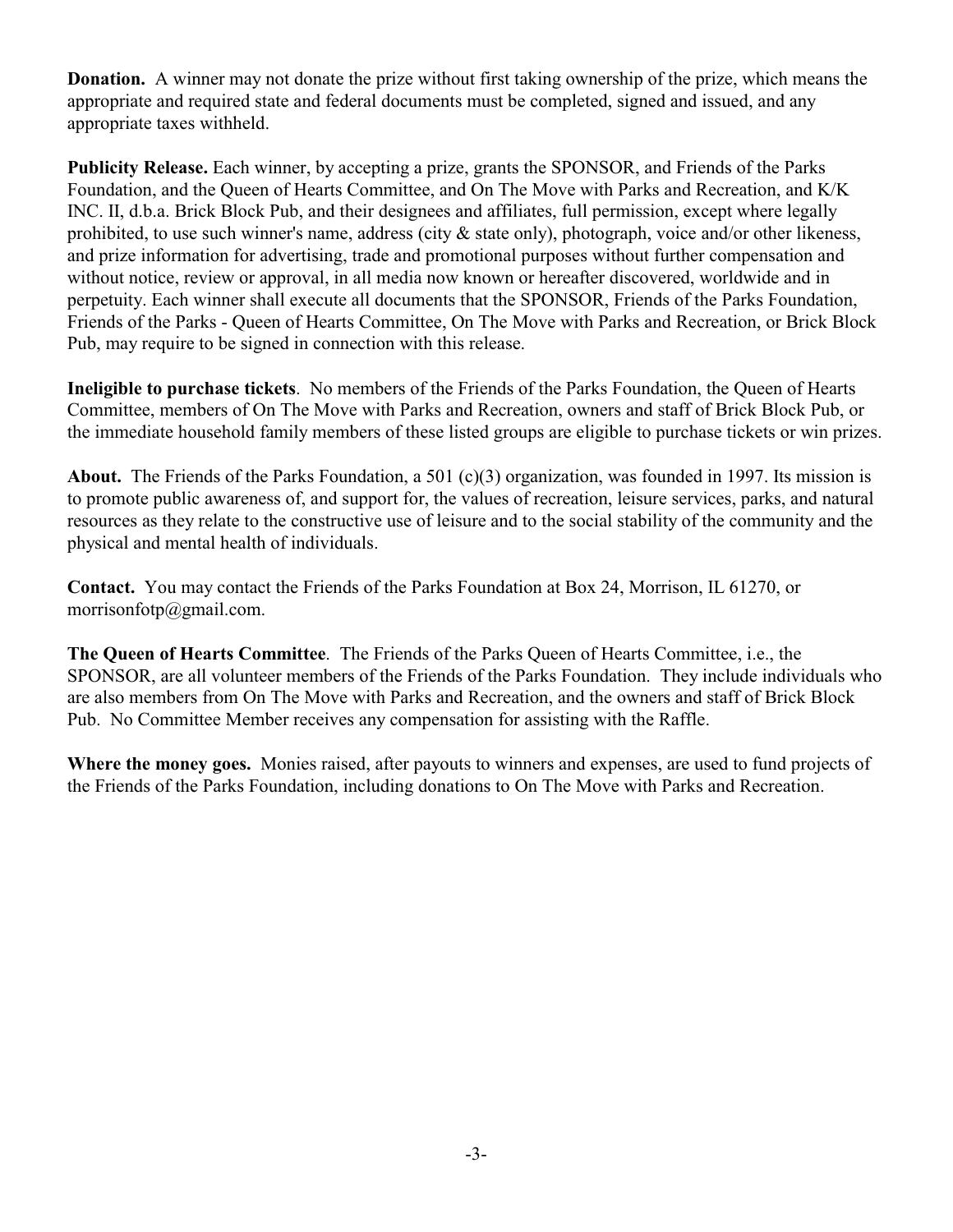**Donation.** A winner may not donate the prize without first taking ownership of the prize, which means the appropriate and required state and federal documents must be completed, signed and issued, and any appropriate taxes withheld.

**Publicity Release.** Each winner, by accepting a prize, grants the SPONSOR, and Friends of the Parks Foundation, and the Queen of Hearts Committee, and On The Move with Parks and Recreation, and K/K INC. II, d.b.a. Brick Block Pub, and their designees and affiliates, full permission, except where legally prohibited, to use such winner's name, address (city & state only), photograph, voice and/or other likeness, and prize information for advertising, trade and promotional purposes without further compensation and without notice, review or approval, in all media now known or hereafter discovered, worldwide and in perpetuity. Each winner shall execute all documents that the SPONSOR, Friends of the Parks Foundation, Friends of the Parks - Queen of Hearts Committee, On The Move with Parks and Recreation, or Brick Block Pub, may require to be signed in connection with this release.

**Ineligible to purchase tickets**. No members of the Friends of the Parks Foundation, the Queen of Hearts Committee, members of On The Move with Parks and Recreation, owners and staff of Brick Block Pub, or the immediate household family members of these listed groups are eligible to purchase tickets or win prizes.

**About.** The Friends of the Parks Foundation, a 501 (c)(3) organization, was founded in 1997. Its mission is to promote public awareness of, and support for, the values of recreation, leisure services, parks, and natural resources as they relate to the constructive use of leisure and to the social stability of the community and the physical and mental health of individuals.

**Contact.** You may contact the Friends of the Parks Foundation at Box 24, Morrison, IL 61270, or morrisonfotp@gmail.com.

**The Queen of Hearts Committee**. The Friends of the Parks Queen of Hearts Committee, i.e., the SPONSOR, are all volunteer members of the Friends of the Parks Foundation. They include individuals who are also members from On The Move with Parks and Recreation, and the owners and staff of Brick Block Pub. No Committee Member receives any compensation for assisting with the Raffle.

**Where the money goes.** Monies raised, after payouts to winners and expenses, are used to fund projects of the Friends of the Parks Foundation, including donations to On The Move with Parks and Recreation.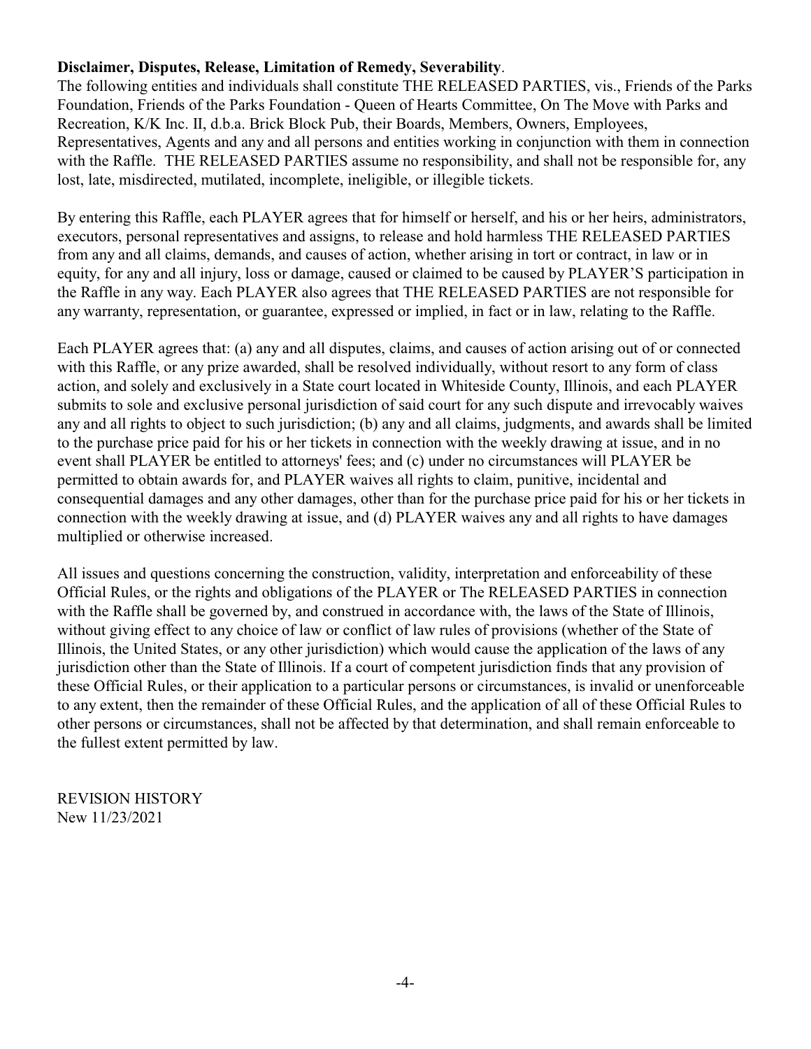**Disclaimer, Disputes, Release, Limitation of Remedy, Severability**.

The following entities and individuals shall constitute THE RELEASED PARTIES, vis., Friends of the Parks Foundation, Friends of the Parks Foundation - Queen of Hearts Committee, On The Move with Parks and Recreation, K/K Inc. II, d.b.a. Brick Block Pub, their Boards, Members, Owners, Employees, Representatives, Agents and any and all persons and entities working in conjunction with them in connection with the Raffle. THE RELEASED PARTIES assume no responsibility, and shall not be responsible for, any lost, late, misdirected, mutilated, incomplete, ineligible, or illegible tickets.

By entering this Raffle, each PLAYER agrees that for himself or herself, and his or her heirs, administrators, executors, personal representatives and assigns, to release and hold harmless THE RELEASED PARTIES from any and all claims, demands, and causes of action, whether arising in tort or contract, in law or in equity, for any and all injury, loss or damage, caused or claimed to be caused by PLAYER'S participation in the Raffle in any way. Each PLAYER also agrees that THE RELEASED PARTIES are not responsible for any warranty, representation, or guarantee, expressed or implied, in fact or in law, relating to the Raffle.

Each PLAYER agrees that: (a) any and all disputes, claims, and causes of action arising out of or connected with this Raffle, or any prize awarded, shall be resolved individually, without resort to any form of class action, and solely and exclusively in a State court located in Whiteside County, Illinois, and each PLAYER submits to sole and exclusive personal jurisdiction of said court for any such dispute and irrevocably waives any and all rights to object to such jurisdiction; (b) any and all claims, judgments, and awards shall be limited to the purchase price paid for his or her tickets in connection with the weekly drawing at issue, and in no event shall PLAYER be entitled to attorneys' fees; and (c) under no circumstances will PLAYER be permitted to obtain awards for, and PLAYER waives all rights to claim, punitive, incidental and consequential damages and any other damages, other than for the purchase price paid for his or her tickets in connection with the weekly drawing at issue, and (d) PLAYER waives any and all rights to have damages multiplied or otherwise increased.

All issues and questions concerning the construction, validity, interpretation and enforceability of these Official Rules, or the rights and obligations of the PLAYER or The RELEASED PARTIES in connection with the Raffle shall be governed by, and construed in accordance with, the laws of the State of Illinois, without giving effect to any choice of law or conflict of law rules of provisions (whether of the State of Illinois, the United States, or any other jurisdiction) which would cause the application of the laws of any jurisdiction other than the State of Illinois. If a court of competent jurisdiction finds that any provision of these Official Rules, or their application to a particular persons or circumstances, is invalid or unenforceable to any extent, then the remainder of these Official Rules, and the application of all of these Official Rules to other persons or circumstances, shall not be affected by that determination, and shall remain enforceable to the fullest extent permitted by law.

REVISION HISTORY
New 11/23/2021